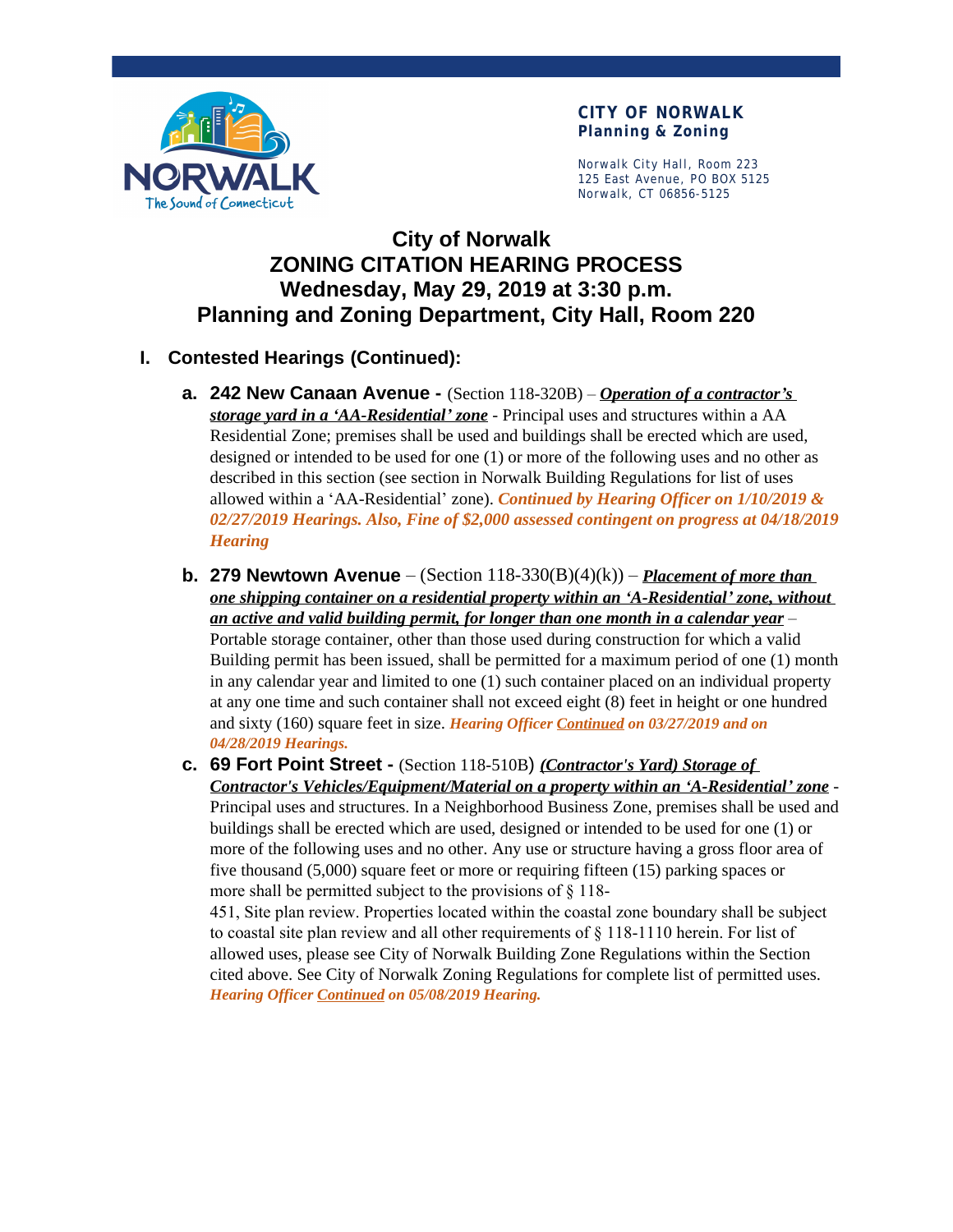**CITY OF NORWALK**
**Planning & Zoning**

Norwalk City Hall, Room 223
125 East Avenue, PO BOX 5125
Norwalk, CT 06856-5125

# City of Norwalk
# ZONING CITATION HEARING PROCESS
# Wednesday, May 29, 2019 at 3:30 p.m.
# Planning and Zoning Department, City Hall, Room 220

## I. Contested Hearings (Continued):

a. **242 New Canaan Avenue -** (Section 118-320B) – ***Operation of a contractor's storage yard in a 'AA-Residential' zone*** - Principal uses and structures within a AA Residential Zone; premises shall be used and buildings shall be erected which are used, designed or intended to be used for one (1) or more of the following uses and no other as described in this section (see section in Norwalk Building Regulations for list of uses allowed within a 'AA-Residential' zone). ***Continued by Hearing Officer on 1/10/2019 & 02/27/2019 Hearings. Also, Fine of $2,000 assessed contingent on progress at 04/18/2019 Hearing***

b. **279 Newtown Avenue** – (Section 118-330(B)(4)(k)) – ***Placement of more than one shipping container on a residential property within an 'A-Residential' zone, without an active and valid building permit, for longer than one month in a calendar year*** – Portable storage container, other than those used during construction for which a valid Building permit has been issued, shall be permitted for a maximum period of one (1) month in any calendar year and limited to one (1) such container placed on an individual property at any one time and such container shall not exceed eight (8) feet in height or one hundred and sixty (160) square feet in size. ***Hearing Officer Continued on 03/27/2019 and on 04/28/2019 Hearings.***

c. **69 Fort Point Street -** (Section 118-510B) ***(Contractor's Yard) Storage of Contractor's Vehicles/Equipment/Material on a property within an 'A-Residential' zone*** - Principal uses and structures. In a Neighborhood Business Zone, premises shall be used and buildings shall be erected which are used, designed or intended to be used for one (1) or more of the following uses and no other. Any use or structure having a gross floor area of five thousand (5,000) square feet or more or requiring fifteen (15) parking spaces or more shall be permitted subject to the provisions of § 118-451, Site plan review. Properties located within the coastal zone boundary shall be subject to coastal site plan review and all other requirements of § 118-1110 herein. For list of allowed uses, please see City of Norwalk Building Zone Regulations within the Section cited above. See City of Norwalk Zoning Regulations for complete list of permitted uses. ***Hearing Officer Continued on 05/08/2019 Hearing.***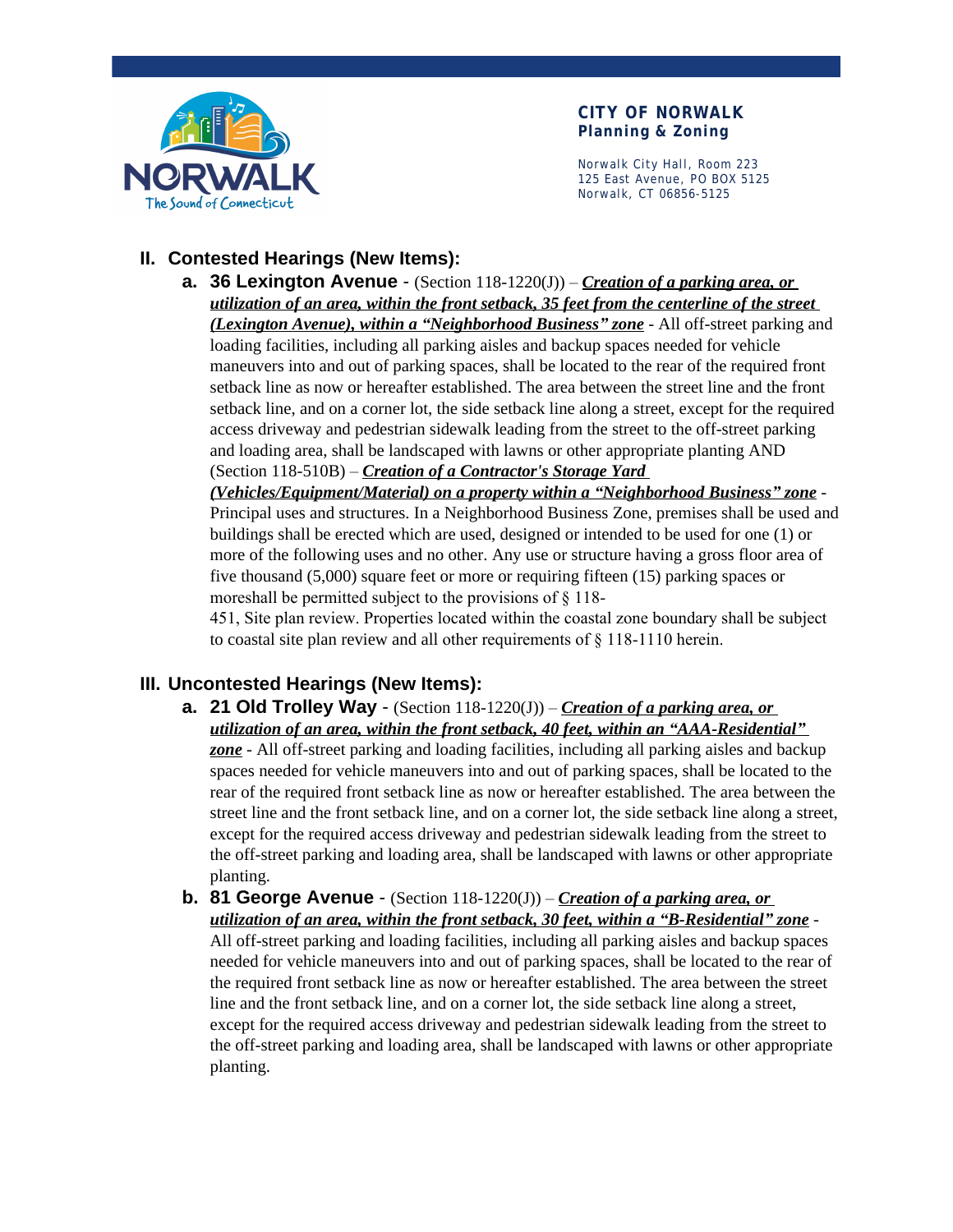**CITY OF NORWALK**
**Planning & Zoning**

Norwalk City Hall, Room 223
125 East Avenue, PO BOX 5125
Norwalk, CT 06856-5125

## II. Contested Hearings (New Items):

**a. 36 Lexington Avenue** - (Section 118-1220(J)) – ***Creation of a parking area, or utilization of an area, within the front setback, 35 feet from the centerline of the street (Lexington Avenue), within a "Neighborhood Business" zone*** - All off-street parking and loading facilities, including all parking aisles and backup spaces needed for vehicle maneuvers into and out of parking spaces, shall be located to the rear of the required front setback line as now or hereafter established. The area between the street line and the front setback line, and on a corner lot, the side setback line along a street, except for the required access driveway and pedestrian sidewalk leading from the street to the off-street parking and loading area, shall be landscaped with lawns or other appropriate planting AND (Section 118-510B) – ***Creation of a Contractor's Storage Yard (Vehicles/Equipment/Material) on a property within a "Neighborhood Business" zone*** - Principal uses and structures. In a Neighborhood Business Zone, premises shall be used and buildings shall be erected which are used, designed or intended to be used for one (1) or more of the following uses and no other. Any use or structure having a gross floor area of five thousand (5,000) square feet or more or requiring fifteen (15) parking spaces or moreshall be permitted subject to the provisions of § 118-451, Site plan review. Properties located within the coastal zone boundary shall be subject to coastal site plan review and all other requirements of § 118-1110 herein.

## III. Uncontested Hearings (New Items):

**a. 21 Old Trolley Way** - (Section 118-1220(J)) – ***Creation of a parking area, or utilization of an area, within the front setback, 40 feet, within an "AAA-Residential" zone*** - All off-street parking and loading facilities, including all parking aisles and backup spaces needed for vehicle maneuvers into and out of parking spaces, shall be located to the rear of the required front setback line as now or hereafter established. The area between the street line and the front setback line, and on a corner lot, the side setback line along a street, except for the required access driveway and pedestrian sidewalk leading from the street to the off-street parking and loading area, shall be landscaped with lawns or other appropriate planting.

**b. 81 George Avenue** - (Section 118-1220(J)) – ***Creation of a parking area, or utilization of an area, within the front setback, 30 feet, within a "B-Residential" zone*** - All off-street parking and loading facilities, including all parking aisles and backup spaces needed for vehicle maneuvers into and out of parking spaces, shall be located to the rear of the required front setback line as now or hereafter established. The area between the street line and the front setback line, and on a corner lot, the side setback line along a street, except for the required access driveway and pedestrian sidewalk leading from the street to the off-street parking and loading area, shall be landscaped with lawns or other appropriate planting.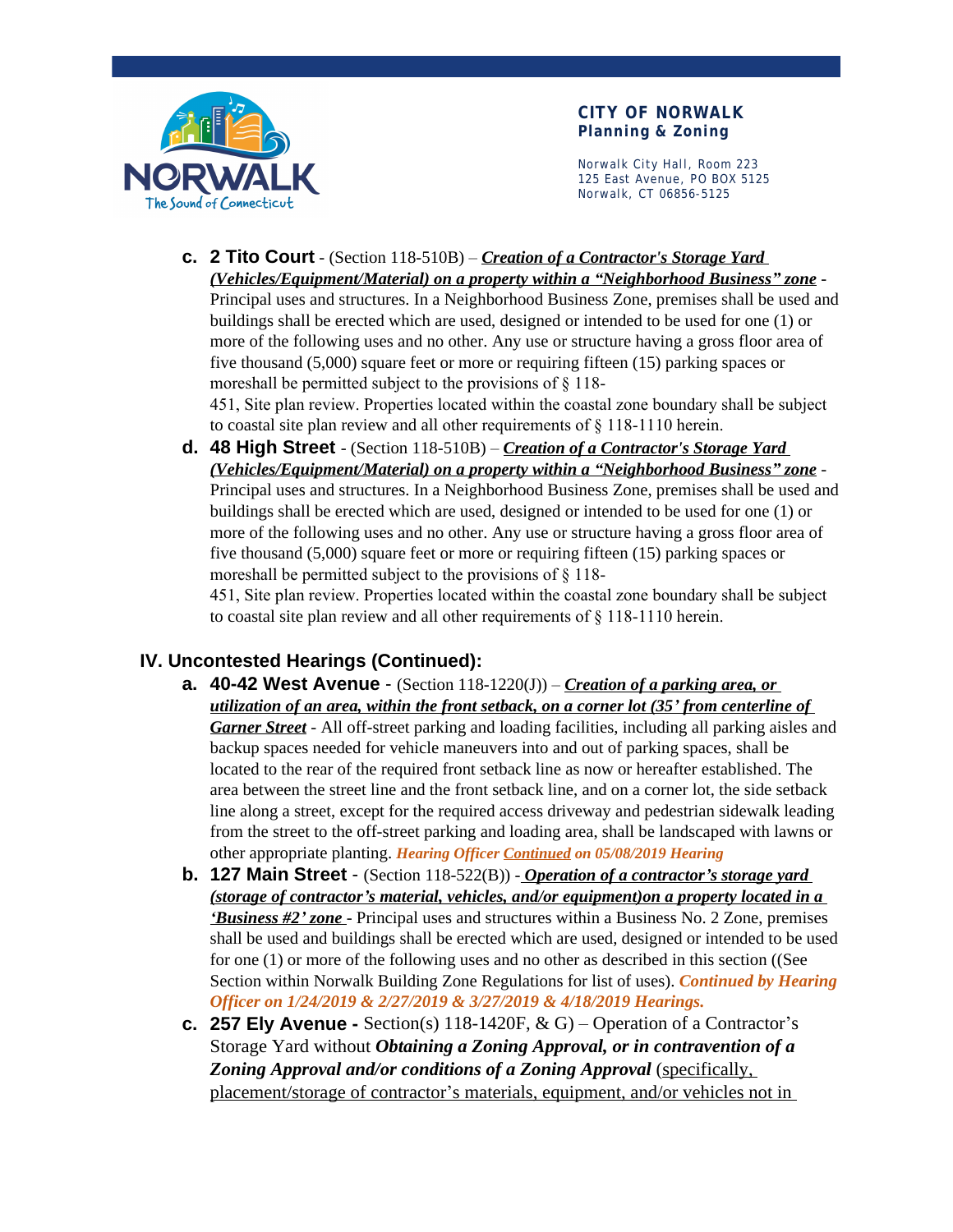**CITY OF NORWALK**
**Planning & Zoning**

Norwalk City Hall, Room 223
125 East Avenue, PO BOX 5125
Norwalk, CT 06856-5125

c. **2 Tito Court** - (Section 118-510B) – ***Creation of a Contractor's Storage Yard (Vehicles/Equipment/Material) on a property within a "Neighborhood Business" zone*** - Principal uses and structures. In a Neighborhood Business Zone, premises shall be used and buildings shall be erected which are used, designed or intended to be used for one (1) or more of the following uses and no other. Any use or structure having a gross floor area of five thousand (5,000) square feet or more or requiring fifteen (15) parking spaces or moreshall be permitted subject to the provisions of § 118-451, Site plan review. Properties located within the coastal zone boundary shall be subject to coastal site plan review and all other requirements of § 118-1110 herein.

d. **48 High Street** - (Section 118-510B) – ***Creation of a Contractor's Storage Yard (Vehicles/Equipment/Material) on a property within a "Neighborhood Business" zone*** - Principal uses and structures. In a Neighborhood Business Zone, premises shall be used and buildings shall be erected which are used, designed or intended to be used for one (1) or more of the following uses and no other. Any use or structure having a gross floor area of five thousand (5,000) square feet or more or requiring fifteen (15) parking spaces or moreshall be permitted subject to the provisions of § 118-451, Site plan review. Properties located within the coastal zone boundary shall be subject to coastal site plan review and all other requirements of § 118-1110 herein.

## IV. Uncontested Hearings (Continued):

a. **40-42 West Avenue** - (Section 118-1220(J)) – ***Creation of a parking area, or utilization of an area, within the front setback, on a corner lot (35' from centerline of Garner Street*** - All off-street parking and loading facilities, including all parking aisles and backup spaces needed for vehicle maneuvers into and out of parking spaces, shall be located to the rear of the required front setback line as now or hereafter established. The area between the street line and the front setback line, and on a corner lot, the side setback line along a street, except for the required access driveway and pedestrian sidewalk leading from the street to the off-street parking and loading area, shall be landscaped with lawns or other appropriate planting. ***Hearing Officer Continued on 05/08/2019 Hearing***

b. **127 Main Street** - (Section 118-522(B)) - ***Operation of a contractor's storage yard (storage of contractor's material, vehicles, and/or equipment)on a property located in a 'Business #2' zone*** - Principal uses and structures within a Business No. 2 Zone, premises shall be used and buildings shall be erected which are used, designed or intended to be used for one (1) or more of the following uses and no other as described in this section ((See Section within Norwalk Building Zone Regulations for list of uses). ***Continued by Hearing Officer on 1/24/2019 & 2/27/2019 & 3/27/2019 & 4/18/2019 Hearings.***

c. **257 Ely Avenue -** Section(s) 118-1420F, & G) – Operation of a Contractor's Storage Yard without ***Obtaining a Zoning Approval, or in contravention of a Zoning Approval and/or conditions of a Zoning Approval*** (specifically, placement/storage of contractor's materials, equipment, and/or vehicles not in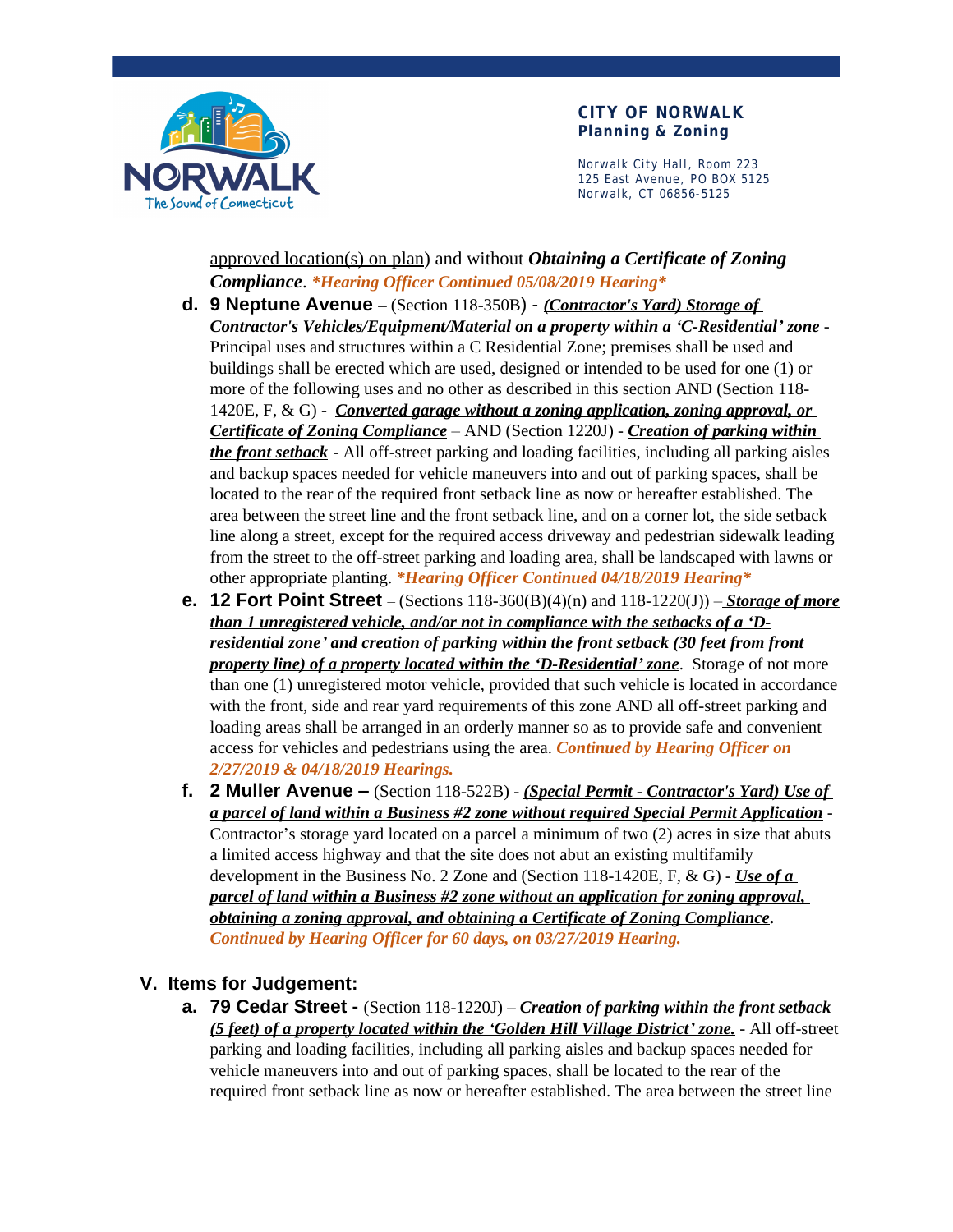approved location(s) on plan) and without ***Obtaining a Certificate of Zoning Compliance***. ***\*Hearing Officer Continued 05/08/2019 Hearing\****

d. **9 Neptune Avenue** – (Section 118-350B) - ***(Contractor's Yard) Storage of Contractor's Vehicles/Equipment/Material on a property within a 'C-Residential' zone*** - Principal uses and structures within a C Residential Zone; premises shall be used and buildings shall be erected which are used, designed or intended to be used for one (1) or more of the following uses and no other as described in this section AND (Section 118-1420E, F, & G) - ***Converted garage without a zoning application, zoning approval, or Certificate of Zoning Compliance*** – AND (Section 1220J) - ***Creation of parking within the front setback*** - All off-street parking and loading facilities, including all parking aisles and backup spaces needed for vehicle maneuvers into and out of parking spaces, shall be located to the rear of the required front setback line as now or hereafter established. The area between the street line and the front setback line, and on a corner lot, the side setback line along a street, except for the required access driveway and pedestrian sidewalk leading from the street to the off-street parking and loading area, shall be landscaped with lawns or other appropriate planting. ***\*Hearing Officer Continued 04/18/2019 Hearing\****

e. **12 Fort Point Street** – (Sections 118-360(B)(4)(n) and 118-1220(J)) – ***Storage of more than 1 unregistered vehicle, and/or not in compliance with the setbacks of a 'D-residential zone' and creation of parking within the front setback (30 feet from front property line) of a property located within the 'D-Residential' zone***. Storage of not more than one (1) unregistered motor vehicle, provided that such vehicle is located in accordance with the front, side and rear yard requirements of this zone AND all off-street parking and loading areas shall be arranged in an orderly manner so as to provide safe and convenient access for vehicles and pedestrians using the area. ***Continued by Hearing Officer on 2/27/2019 & 04/18/2019 Hearings.***

f. **2 Muller Avenue –** (Section 118-522B) - ***(Special Permit - Contractor's Yard) Use of a parcel of land within a Business #2 zone without required Special Permit Application*** - Contractor's storage yard located on a parcel a minimum of two (2) acres in size that abuts a limited access highway and that the site does not abut an existing multifamily development in the Business No. 2 Zone and (Section 118-1420E, F, & G) - ***Use of a parcel of land within a Business #2 zone without an application for zoning approval, obtaining a zoning approval, and obtaining a Certificate of Zoning Compliance.*** ***Continued by Hearing Officer for 60 days, on 03/27/2019 Hearing.***

## V. Items for Judgement:

a. **79 Cedar Street -** (Section 118-1220J) – ***Creation of parking within the front setback (5 feet) of a property located within the 'Golden Hill Village District' zone.*** - All off-street parking and loading facilities, including all parking aisles and backup spaces needed for vehicle maneuvers into and out of parking spaces, shall be located to the rear of the required front setback line as now or hereafter established. The area between the street line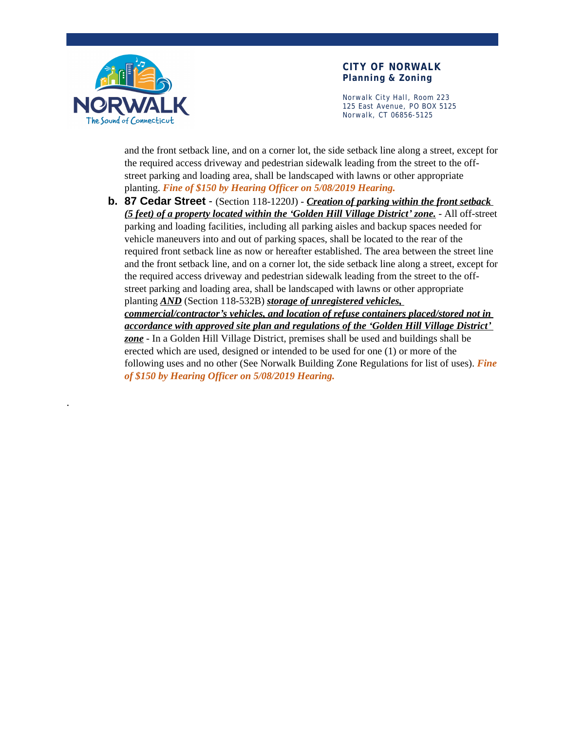and the front setback line, and on a corner lot, the side setback line along a street, except for the required access driveway and pedestrian sidewalk leading from the street to the off-street parking and loading area, shall be landscaped with lawns or other appropriate planting. ***Fine of $150 by Hearing Officer on 5/08/2019 Hearing.***

b. **87 Cedar Street** - (Section 118-1220J) - ***Creation of parking within the front setback (5 feet) of a property located within the 'Golden Hill Village District' zone.*** - All off-street parking and loading facilities, including all parking aisles and backup spaces needed for vehicle maneuvers into and out of parking spaces, shall be located to the rear of the required front setback line as now or hereafter established. The area between the street line and the front setback line, and on a corner lot, the side setback line along a street, except for the required access driveway and pedestrian sidewalk leading from the street to the off-street parking and loading area, shall be landscaped with lawns or other appropriate planting ***AND*** (Section 118-532B) ***storage of unregistered vehicles, commercial/contractor's vehicles, and location of refuse containers placed/stored not in accordance with approved site plan and regulations of the 'Golden Hill Village District' zone*** - In a Golden Hill Village District, premises shall be used and buildings shall be erected which are used, designed or intended to be used for one (1) or more of the following uses and no other (See Norwalk Building Zone Regulations for list of uses). ***Fine of $150 by Hearing Officer on 5/08/2019 Hearing.***

.